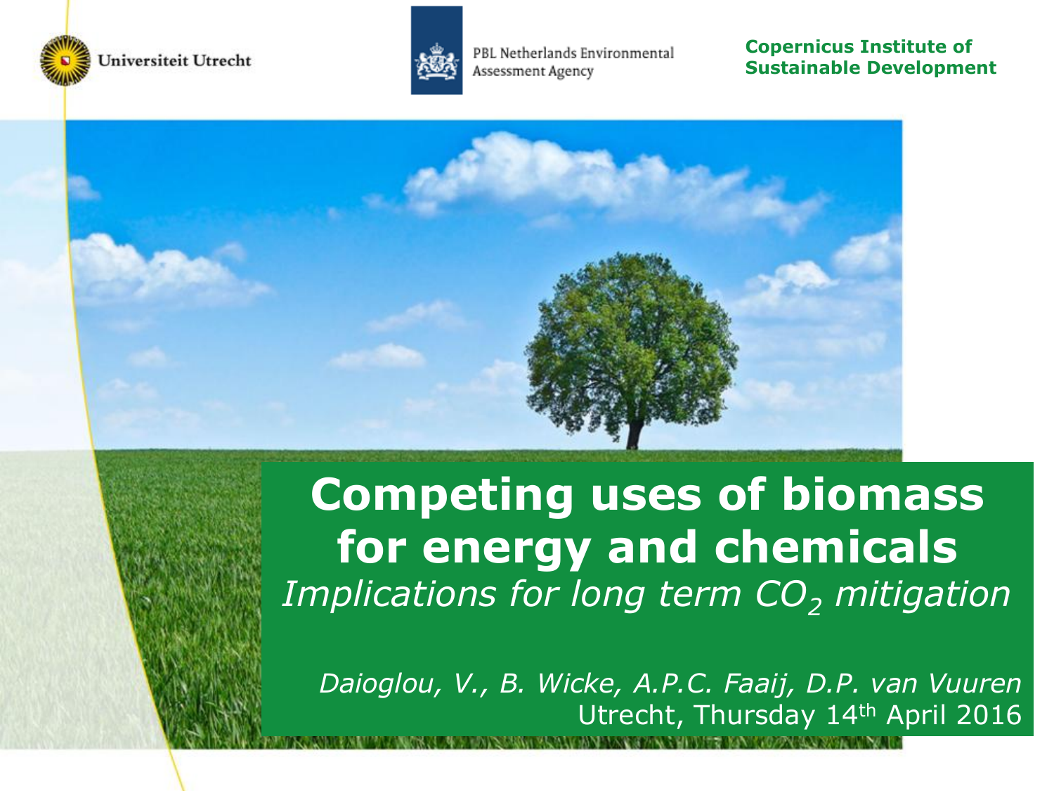Universiteit Utrecht

PBL Netherlands Environmental Assessment Agency

**Copernicus Institute of Sustainable Development**

# Competing uses of biomass for energy and chemicals

*Implications for long term $CO_2$ mitigation*

*Daioglou, V., B. Wicke, A.P.C. Faaij, D.P. van Vuuren*

Utrecht, Thursday 14th April 2016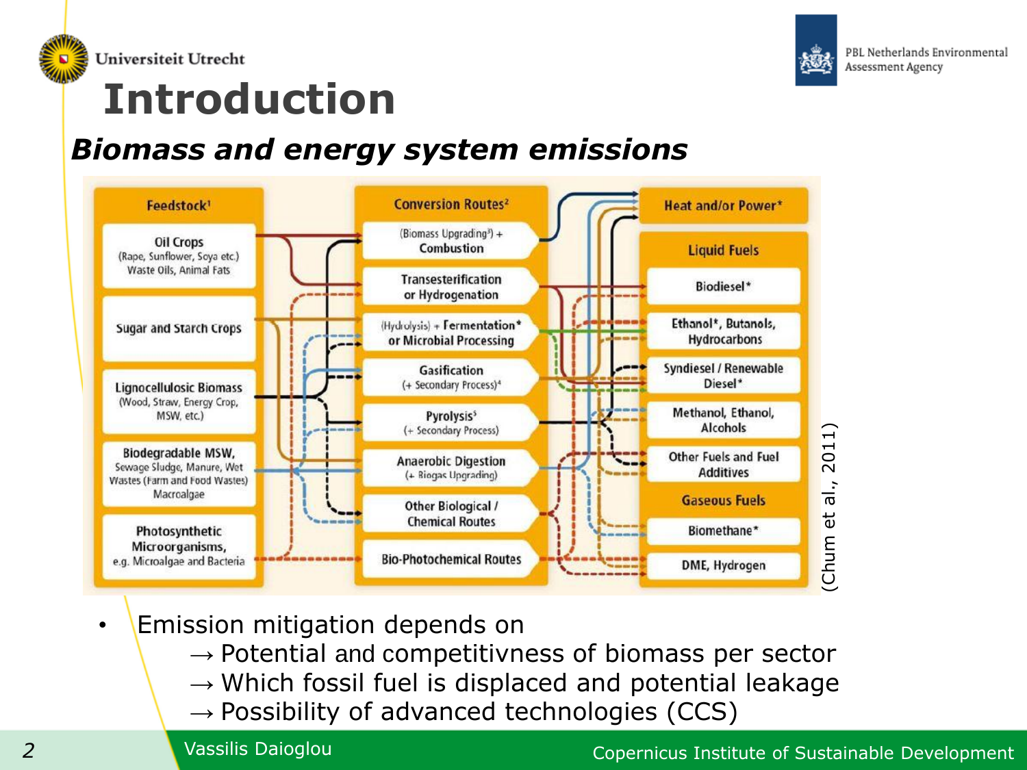# Introduction

## *Biomass and energy system emissions*

| Feedstock[1] | Conversion Routes[2] | Heat and/or Power* |
| --- | --- | --- |
| Oil Crops (Rape, Sunflower, Soya etc.) Waste Oils, Animal Fats | (Biomass Upgrading[3]) + Combustion | **Liquid Fuels** |
| Sugar and Starch Crops | Transesterification or Hydrogenation | Biodiesel* |
| Lignocellulosic Biomass (Wood, Straw, Energy Crop, MSW, etc.) | (Hydrolysis) + Fermentation* or Microbial Processing | Ethanol*, Butanols, Hydrocarbons |
| Biodegradable MSW, Sewage Sludge, Manure, Wet Wastes (Farm and Food Wastes) Macroalgae | Gasification (+ Secondary Process)[4] | Syndiesel / Renewable Diesel* |
| Photosynthetic Microorganisms, e.g. Microalgae and Bacteria | Pyrolysis[5] (+ Secondary Process) | Methanol, Ethanol, Alcohols |
| | Anaerobic Digestion (+ Biogas Upgrading) | Other Fuels and Fuel Additives |
| | Other Biological / Chemical Routes | **Gaseous Fuels** |
| | Bio-Photochemical Routes | Biomethane* |
| | | DME, Hydrogen |

(Chum et al., 2011)

- Emission mitigation depends on
  - → Potential and competitivness of biomass per sector
  - → Which fossil fuel is displaced and potential leakage
  - → Possibility of advanced technologies (CCS)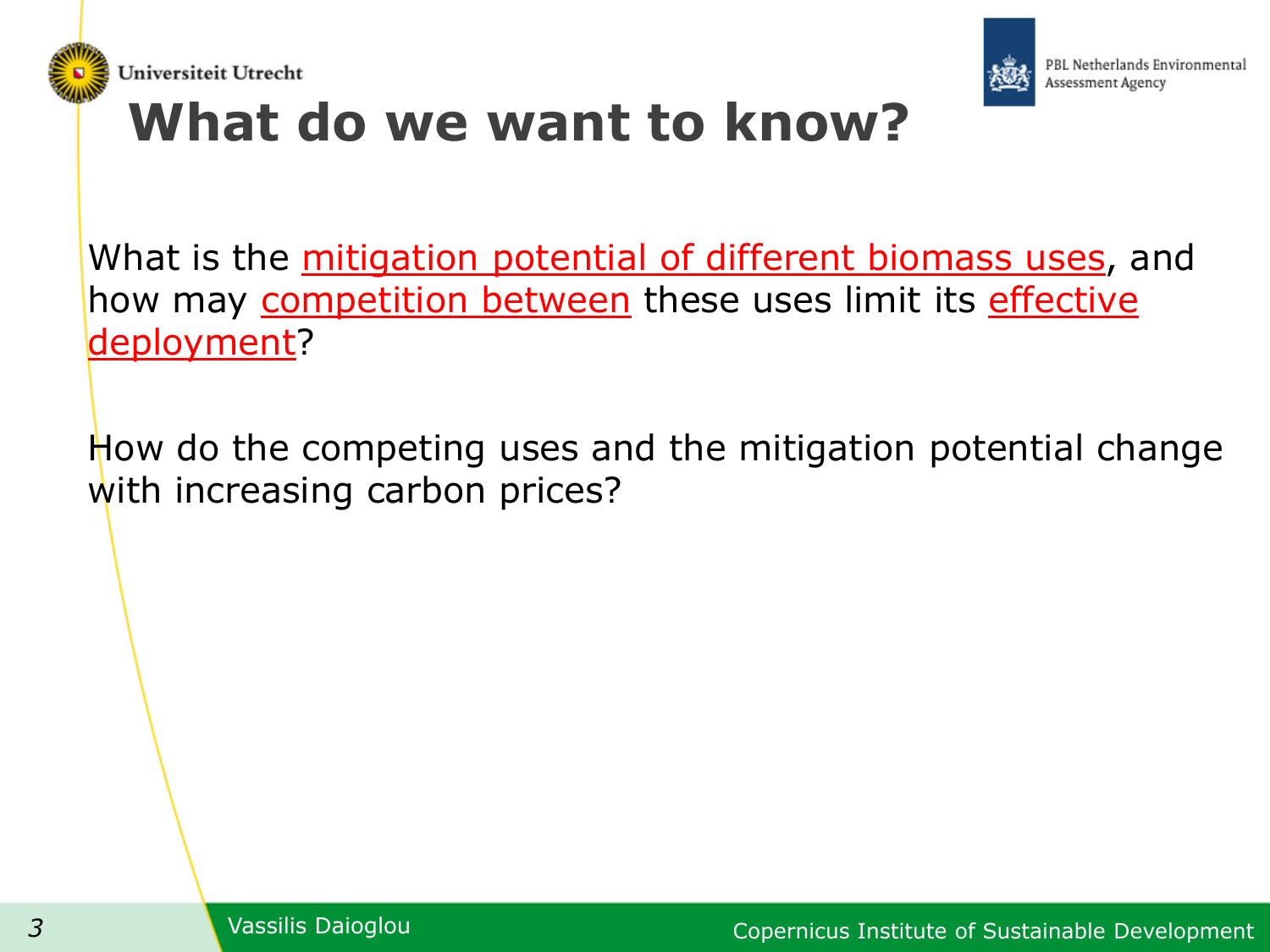# What do we want to know?

What is the mitigation potential of different biomass uses, and how may competition between these uses limit its effective deployment?

How do the competing uses and the mitigation potential change with increasing carbon prices?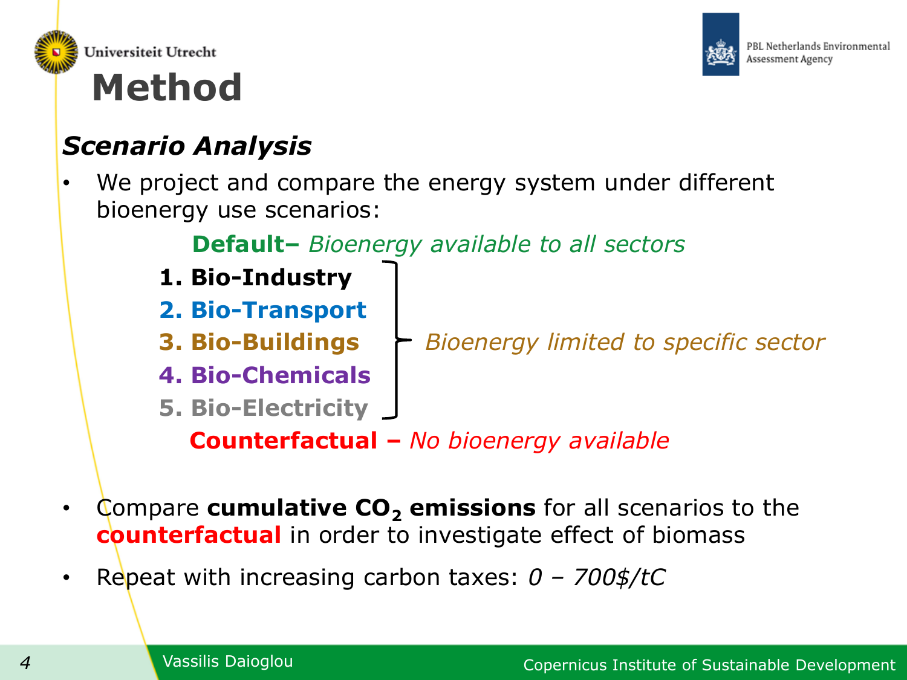# Method

### *Scenario Analysis*

- We project and compare the energy system under different bioenergy use scenarios:

  **Default–** *Bioenergy available to all sectors*

  1. **Bio-Industry**
  2. **Bio-Transport**
  3. **Bio-Buildings**
  4. **Bio-Chemicals**
  5. **Bio-Electricity**

  (1–5): *Bioenergy limited to specific sector*

  **Counterfactual –** *No bioenergy available*

- Compare **cumulative $CO_2$ emissions** for all scenarios to the **counterfactual** in order to investigate effect of biomass
- Repeat with increasing carbon taxes: *0 – 700$/tC*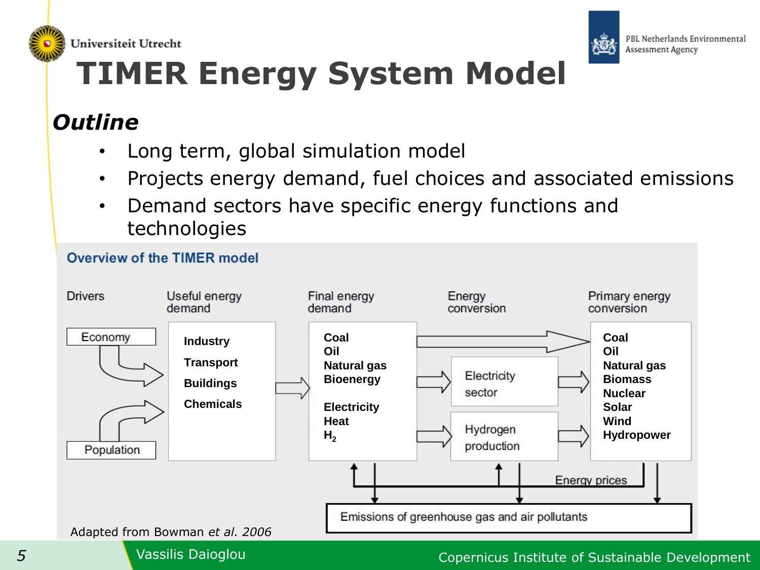# TIMER Energy System Model

## *Outline*

- Long term, global simulation model
- Projects energy demand, fuel choices and associated emissions
- Demand sectors have specific energy functions and technologies

**Overview of the TIMER model**

| Drivers | Useful energy demand | Final energy demand | Energy conversion | Primary energy conversion |
|---|---|---|---|---|
| Economy<br>Population | **Industry**<br>**Transport**<br>**Buildings**<br>**Chemicals** | **Coal**<br>**Oil**<br>**Natural gas**<br>**Bioenergy**<br><br>**Electricity**<br>**Heat**<br>**$H_2$** | Electricity sector<br><br>Hydrogen production | **Coal**<br>**Oil**<br>**Natural gas**<br>**Biomass**<br>**Nuclear**<br>**Solar**<br>**Wind**<br>**Hydropower** |

Energy prices

Emissions of greenhouse gas and air pollutants

Adapted from Bowman *et al. 2006*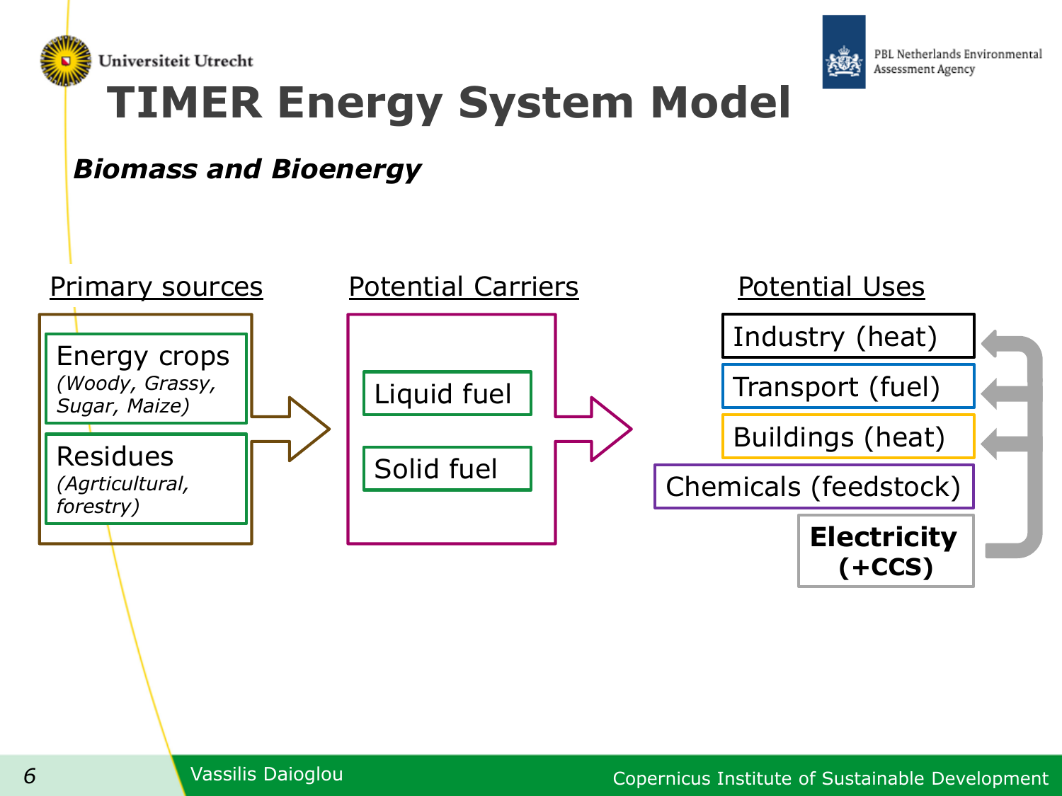# TIMER Energy System Model

***Biomass and Bioenergy***

**Primary sources**

- Energy crops *(Woody, Grassy, Sugar, Maize)*
- Residues *(Agrticultural, forestry)*

**Potential Carriers**

- Liquid fuel
- Solid fuel

**Potential Uses**

- Industry (heat)
- Transport (fuel)
- Buildings (heat)
- Chemicals (feedstock)
- **Electricity (+CCS)**

Vassilis Daioglou

Copernicus Institute of Sustainable Development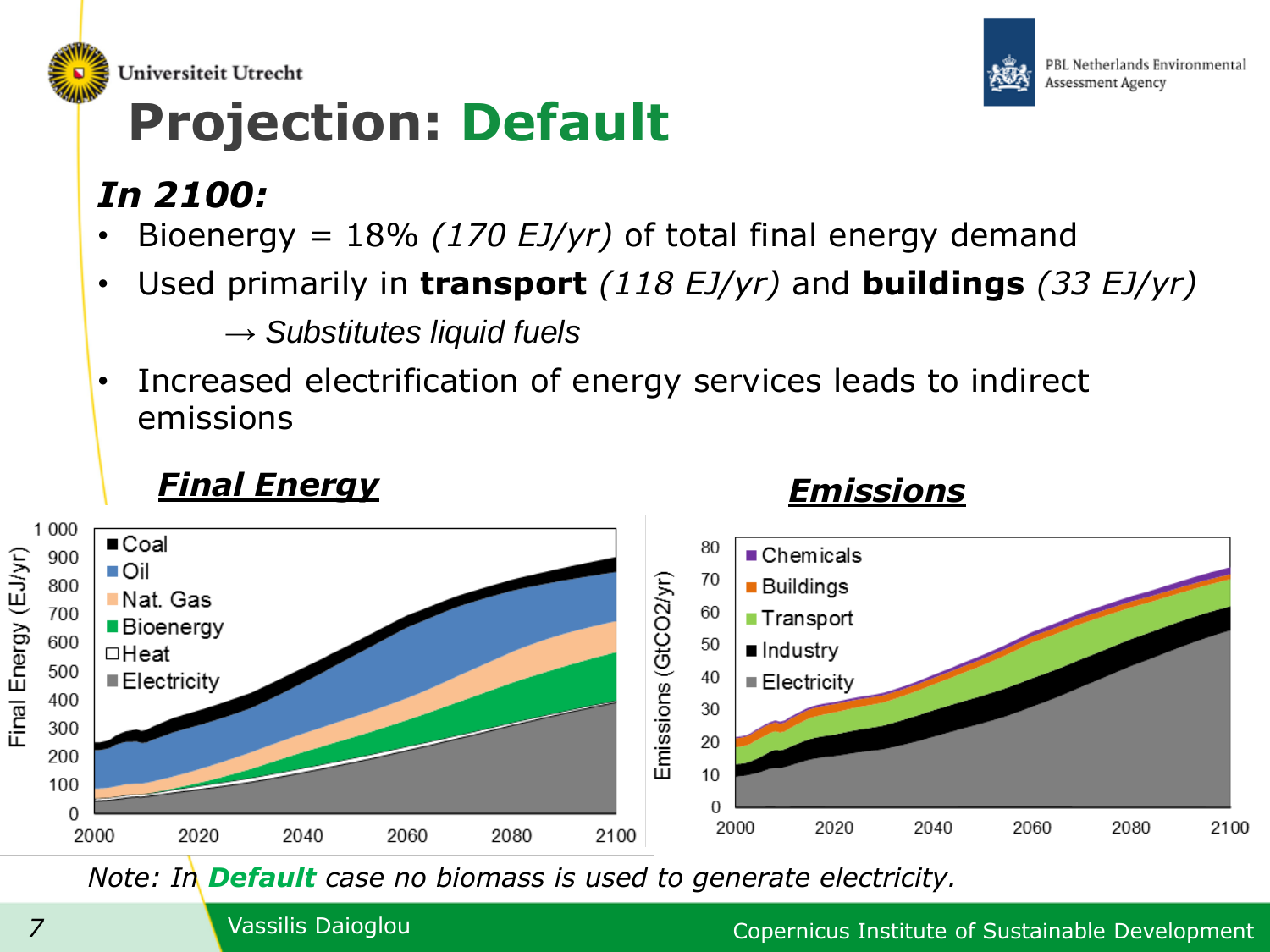# Projection: Default

***In 2100:***

- Bioenergy = 18% *(170 EJ/yr)* of total final energy demand
- Used primarily in **transport** *(118 EJ/yr)* and **buildings** *(33 EJ/yr)*
  - → *Substitutes liquid fuels*
- Increased electrification of energy services leads to indirect emissions

***Final Energy***

***Emissions***

*Note: In **Default** case no biomass is used to generate electricity.*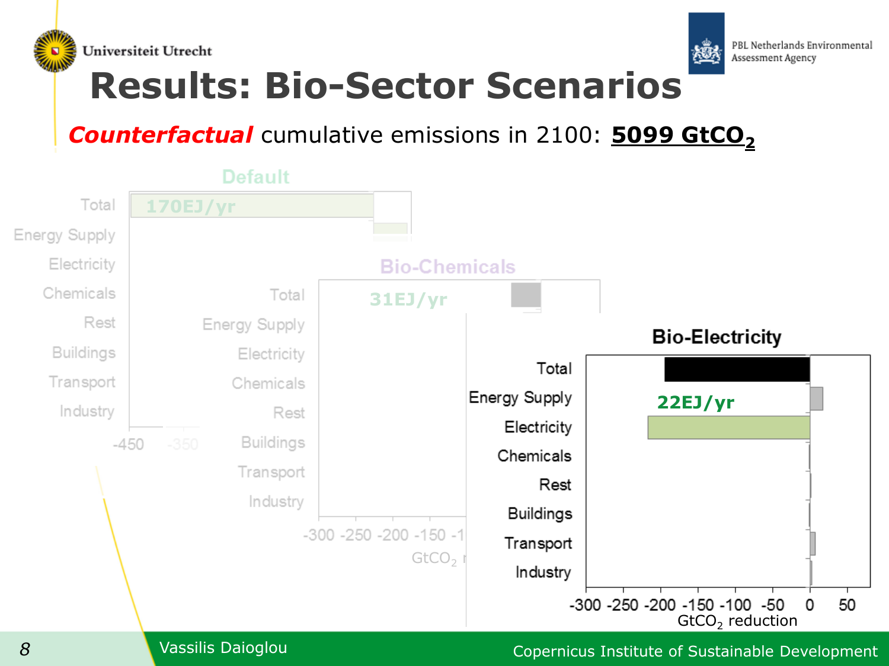# Results: Bio-Sector Scenarios

***Counterfactual*** cumulative emissions in 2100: **5099 $GtCO_2$**

Default

Total 170EJ/yr

Energy Supply

Electricity

Chemicals

Rest

Buildings

Transport

Industry

-450 -350

Bio-Chemicals

Total 31EJ/yr

Energy Supply

Electricity

Chemicals

Rest

Buildings

Transport

Industry

-300 -250 -200 -150 -1

$GtCO_2$ r

Bio-Electricity

Total

Energy Supply 22EJ/yr

Electricity

Chemicals

Rest

Buildings

Transport

Industry

-300 -250 -200 -150 -100 -50 0 50

$GtCO_2$ reduction

Vassilis Daioglou

Copernicus Institute of Sustainable Development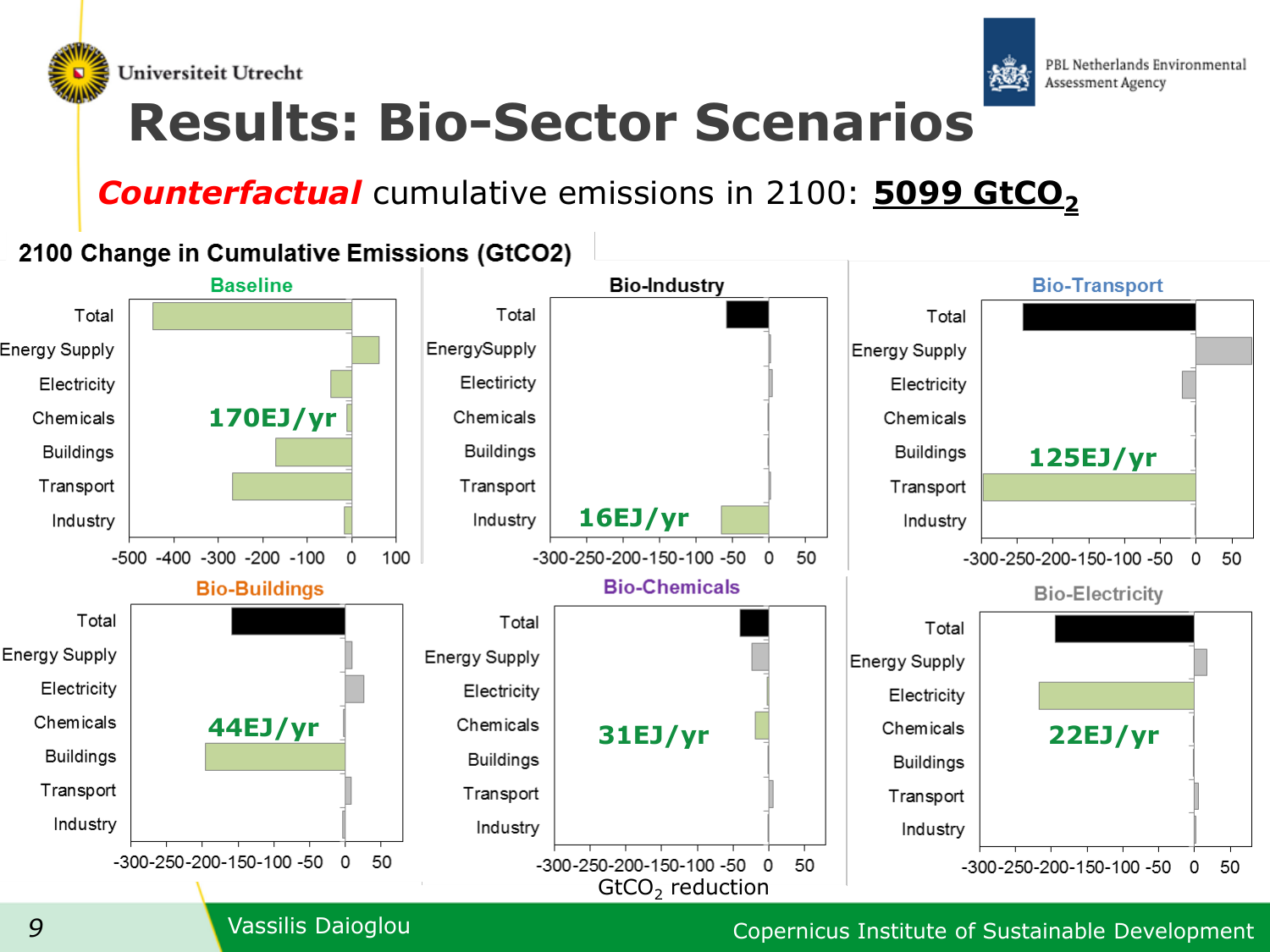# Results: Bio-Sector Scenarios

***Counterfactual*** cumulative emissions in 2100: **5099 $GtCO_2$**

**2100 Change in Cumulative Emissions (GtCO2)**

**Baseline** — 170EJ/yr

**Bio-Industry** — 16EJ/yr

**Bio-Transport** — 125EJ/yr

**Bio-Buildings** — 44EJ/yr

**Bio-Chemicals** — 31EJ/yr

**Bio-Electricity** — 22EJ/yr

Categories: Total, Energy Supply, Electricity, Chemicals, Buildings, Transport, Industry

$GtCO_2$ reduction

Vassilis Daioglou

Copernicus Institute of Sustainable Development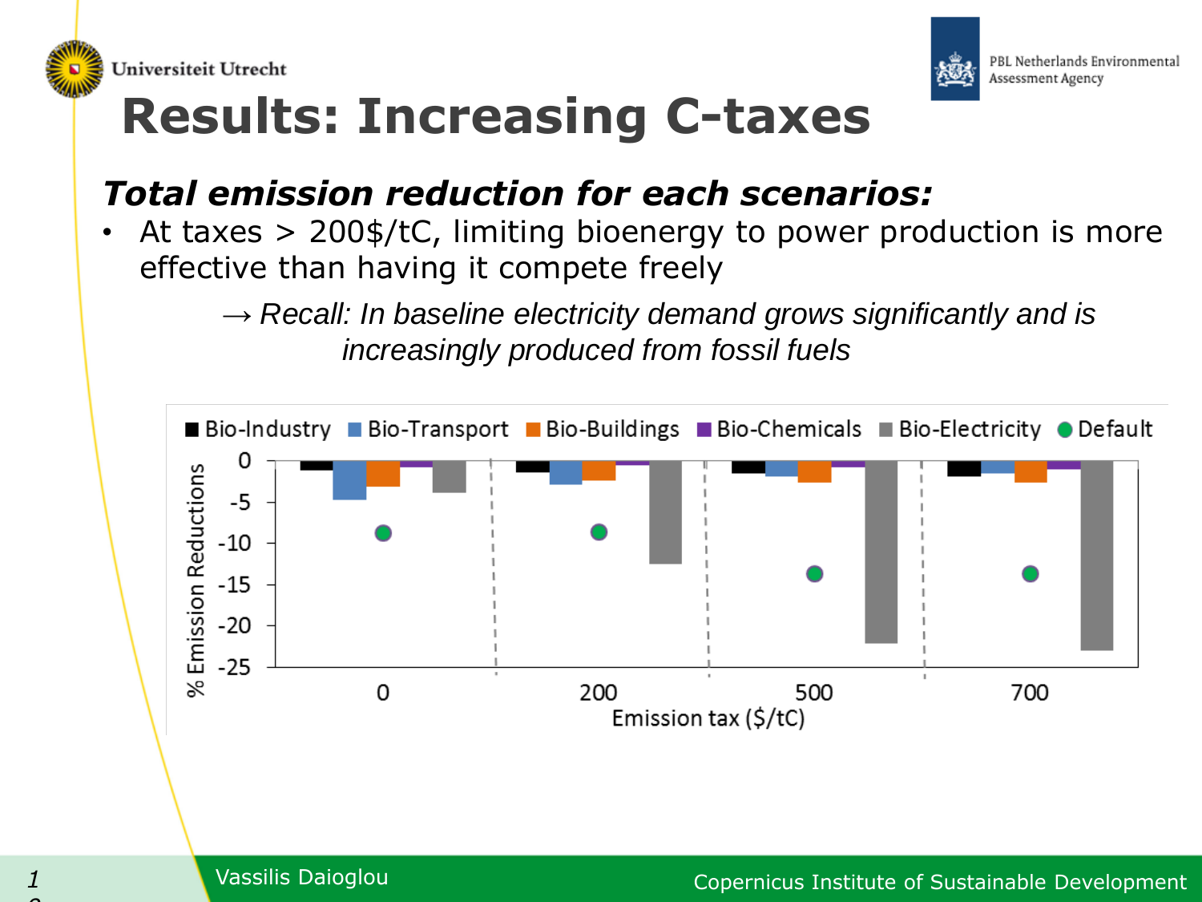# Results: Increasing C-taxes

***Total emission reduction for each scenarios:***

- At taxes > 200$/tC, limiting bioenergy to power production is more effective than having it compete freely

  → *Recall: In baseline electricity demand grows significantly and is increasingly produced from fossil fuels*

■ Bio-Industry ■ Bio-Transport ■ Bio-Buildings ■ Bio-Chemicals ■ Bio-Electricity ● Default

% Emission Reductions

0, -5, -10, -15, -20, -25

0 | 200 | 500 | 700

Emission tax ($/tC)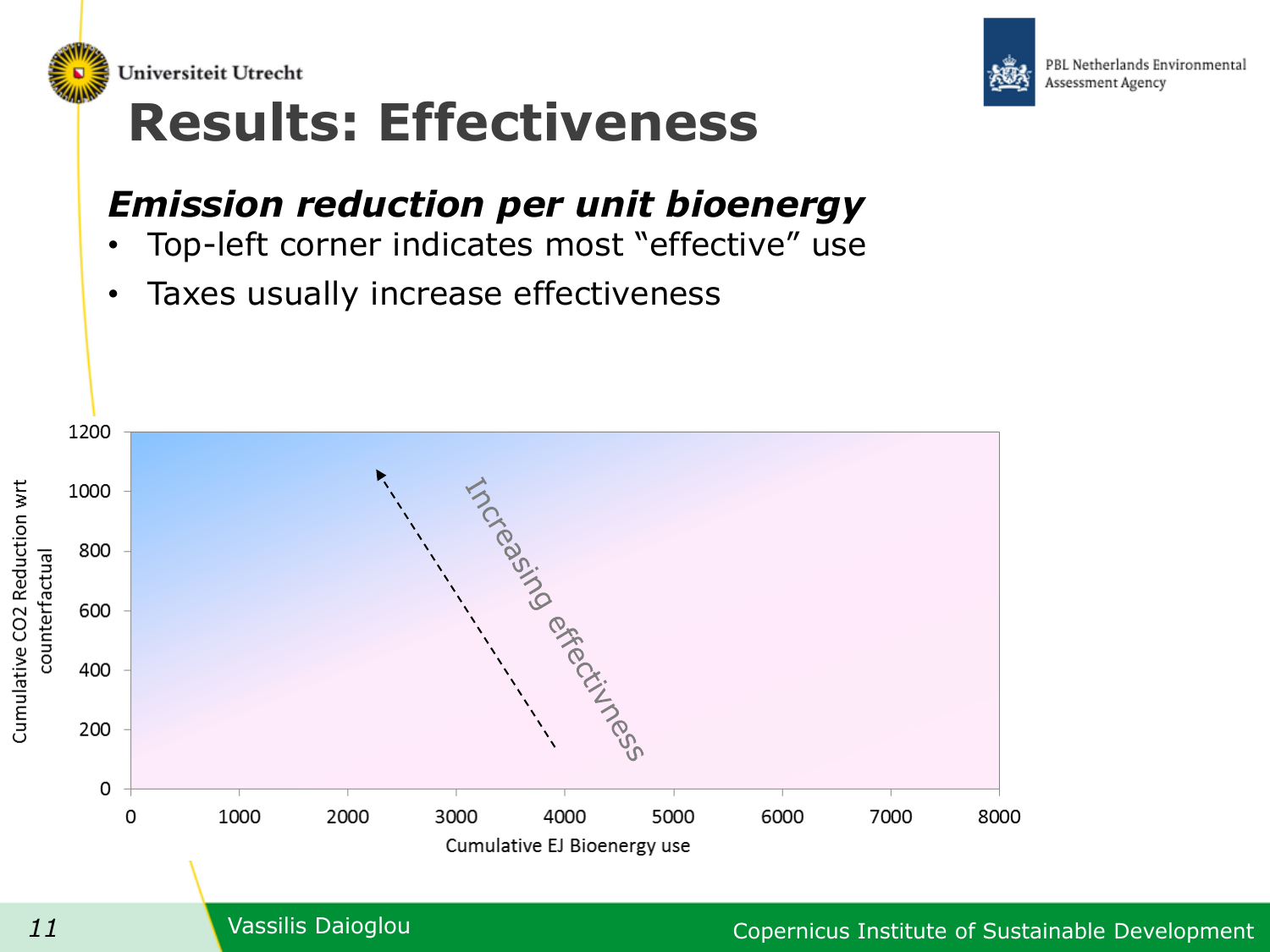# Results: Effectiveness

***Emission reduction per unit bioenergy***

- Top-left corner indicates most "effective" use
- Taxes usually increase effectiveness

Cumulative $CO_2$ Reduction wrt counterfactual

Increasing effectivness

Cumulative EJ Bioenergy use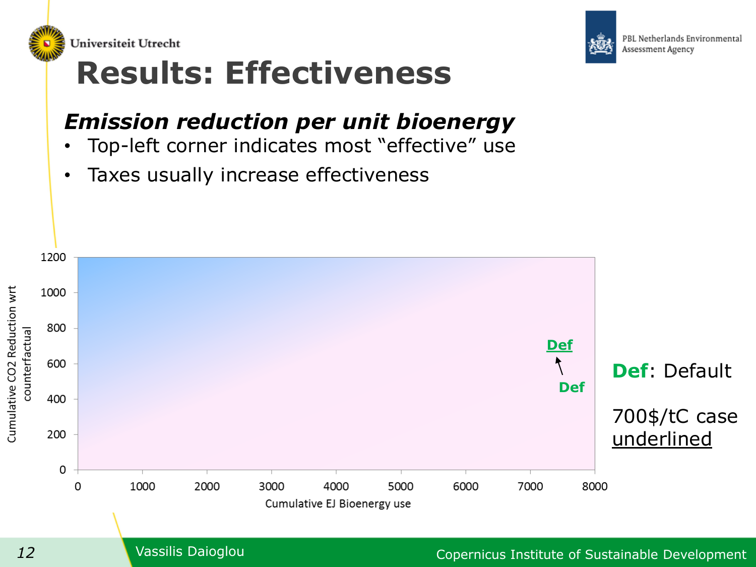# Results: Effectiveness

***Emission reduction per unit bioenergy***

- Top-left corner indicates most "effective" use
- Taxes usually increase effectiveness

Cumulative $CO_2$ Reduction wrt counterfactual

1200
1000
800
600
400
200
0

0 1000 2000 3000 4000 5000 6000 7000 8000

Cumulative EJ Bioenergy use

Def

Def

**Def**: Default

700$/tC case underlined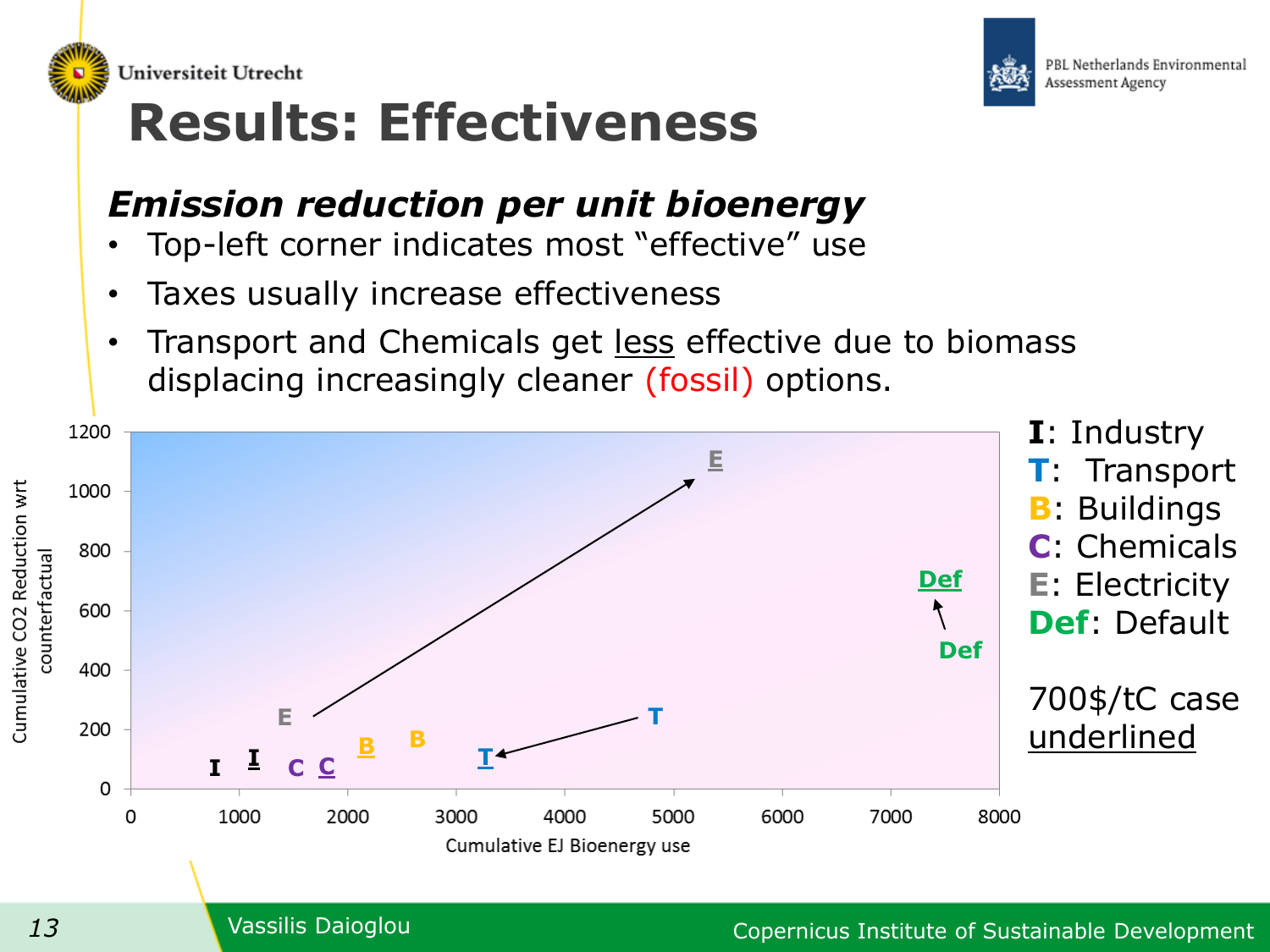# Results: Effectiveness

## *Emission reduction per unit bioenergy*

- Top-left corner indicates most "effective" use
- Taxes usually increase effectiveness
- Transport and Chemicals get <u>less</u> effective due to biomass displacing increasingly cleaner (fossil) options.

**I**: Industry
**T**: Transport
**B**: Buildings
**C**: Chemicals
**E**: Electricity
**Def**: Default

700$/tC case <u>underlined</u>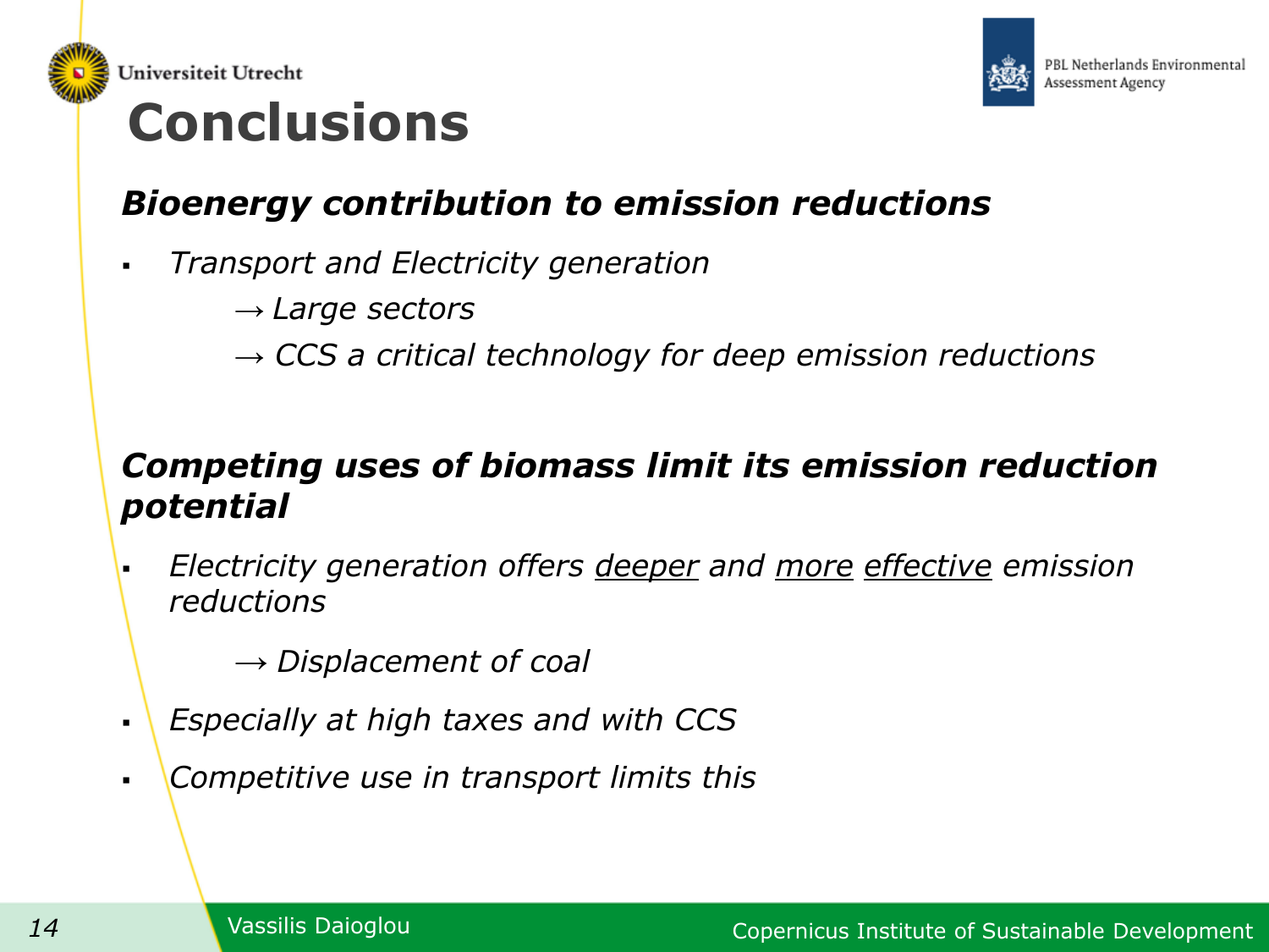# Conclusions

***Bioenergy contribution to emission reductions***

- *Transport and Electricity generation*
  - *→ Large sectors*
  - *→ CCS a critical technology for deep emission reductions*

***Competing uses of biomass limit its emission reduction potential***

- *Electricity generation offers <u>deeper</u> and <u>more</u> <u>effective</u> emission reductions*
  - *→ Displacement of coal*
- *Especially at high taxes and with CCS*
- *Competitive use in transport limits this*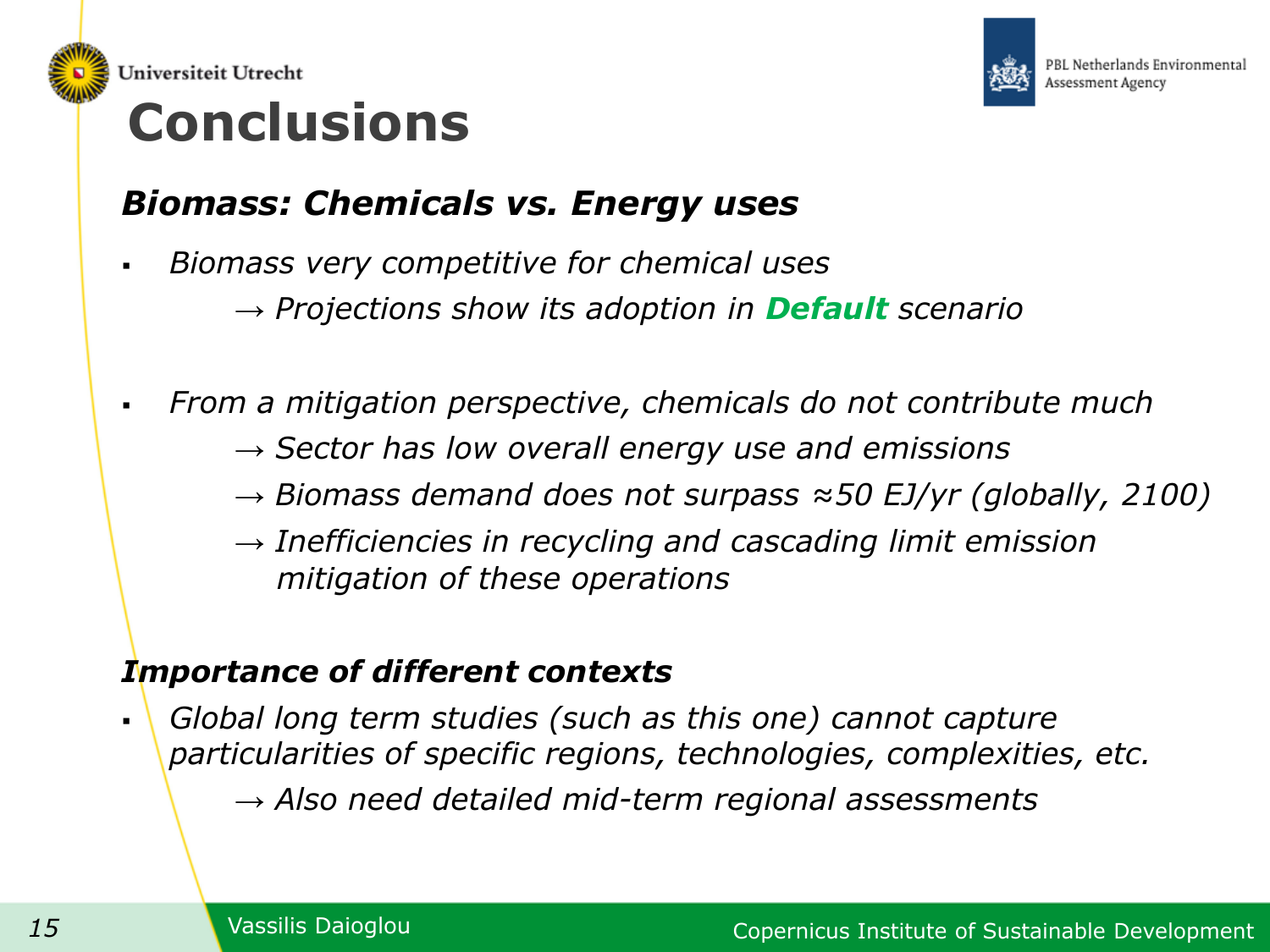# Conclusions

## *Biomass: Chemicals vs. Energy uses*

- *Biomass very competitive for chemical uses*
  - → *Projections show its adoption in* ***Default*** *scenario*

- *From a mitigation perspective, chemicals do not contribute much*
  - → *Sector has low overall energy use and emissions*
  - → *Biomass demand does not surpass ≈50 EJ/yr (globally, 2100)*
  - → *Inefficiencies in recycling and cascading limit emission mitigation of these operations*

## *Importance of different contexts*

- *Global long term studies (such as this one) cannot capture particularities of specific regions, technologies, complexities, etc.*
  - → *Also need detailed mid-term regional assessments*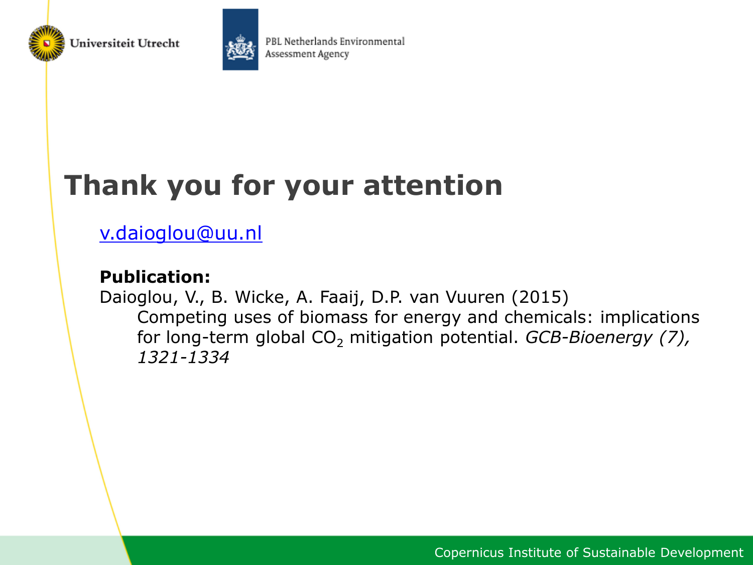Universiteit Utrecht

PBL Netherlands Environmental Assessment Agency

# Thank you for your attention

v.daioglou@uu.nl

**Publication:**

Daioglou, V., B. Wicke, A. Faaij, D.P. van Vuuren (2015)
Competing uses of biomass for energy and chemicals: implications for long-term global $CO_2$ mitigation potential. *GCB-Bioenergy (7), 1321-1334*

Copernicus Institute of Sustainable Development